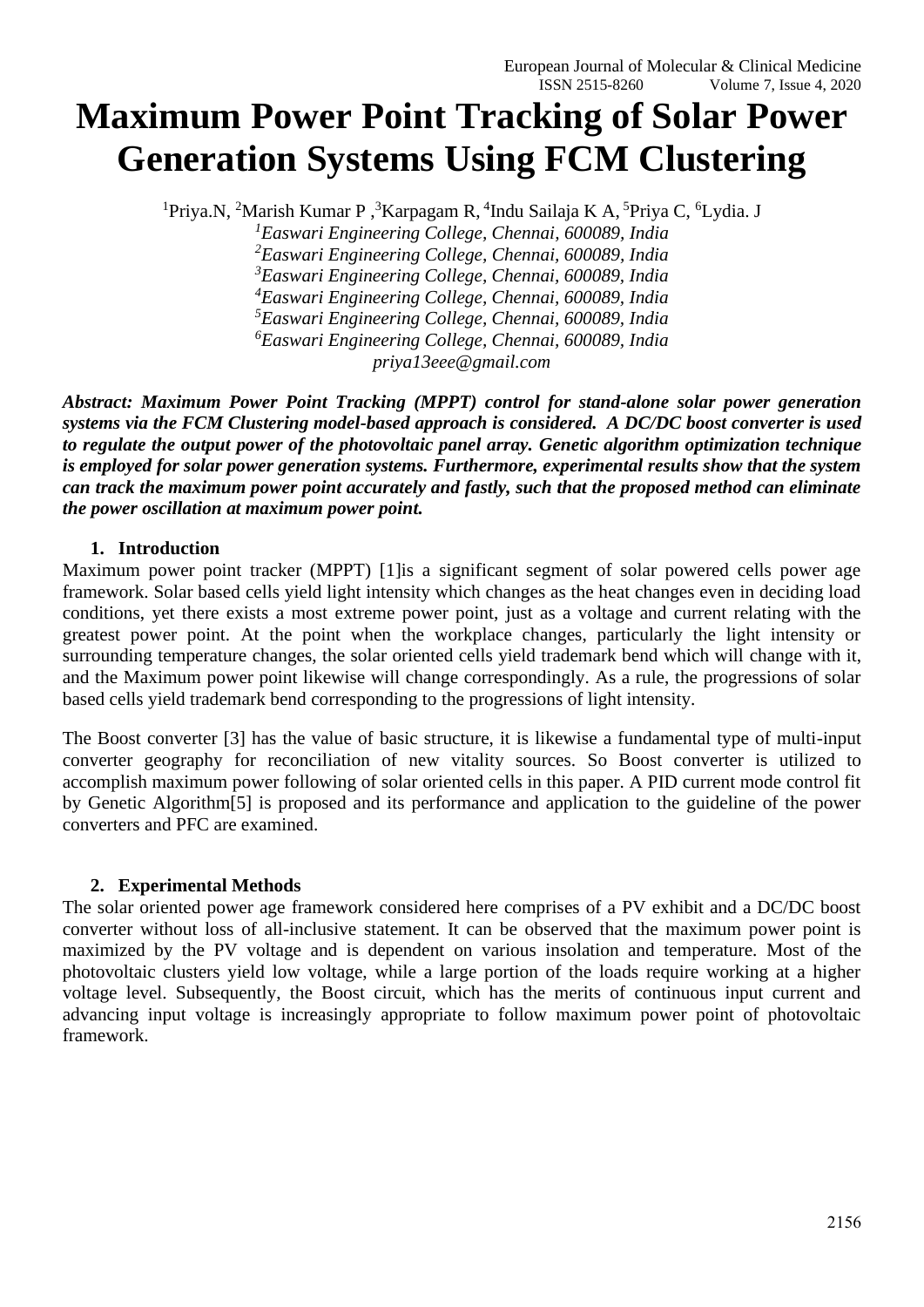# Maximum Power Point Tracking of Solar Power Generation Systems Using FCM Clustering

[1]Priya.N, [2]Marish Kumar P ,[3]Karpagam R, [4]Indu Sailaja K A, [5]Priya C, [6]Lydia. J

[1]*Easwari Engineering College, Chennai, 600089, India*
[2]*Easwari Engineering College, Chennai, 600089, India*
[3]*Easwari Engineering College, Chennai, 600089, India*
[4]*Easwari Engineering College, Chennai, 600089, India*
[5]*Easwari Engineering College, Chennai, 600089, India*
[6]*Easwari Engineering College, Chennai, 600089, India*
*priya13eee@gmail.com*

***Abstract: Maximum Power Point Tracking (MPPT) control for stand-alone solar power generation systems via the FCM Clustering model-based approach is considered. A DC/DC boost converter is used to regulate the output power of the photovoltaic panel array. Genetic algorithm optimization technique is employed for solar power generation systems. Furthermore, experimental results show that the system can track the maximum power point accurately and fastly, such that the proposed method can eliminate the power oscillation at maximum power point.***

## 1. Introduction

Maximum power point tracker (MPPT) [1]is a significant segment of solar powered cells power age framework. Solar based cells yield light intensity which changes as the heat changes even in deciding load conditions, yet there exists a most extreme power point, just as a voltage and current relating with the greatest power point. At the point when the workplace changes, particularly the light intensity or surrounding temperature changes, the solar oriented cells yield trademark bend which will change with it, and the Maximum power point likewise will change correspondingly. As a rule, the progressions of solar based cells yield trademark bend corresponding to the progressions of light intensity.

The Boost converter [3] has the value of basic structure, it is likewise a fundamental type of multi-input converter geography for reconciliation of new vitality sources. So Boost converter is utilized to accomplish maximum power following of solar oriented cells in this paper. A PID current mode control fit by Genetic Algorithm[5] is proposed and its performance and application to the guideline of the power converters and PFC are examined.

## 2. Experimental Methods

The solar oriented power age framework considered here comprises of a PV exhibit and a DC/DC boost converter without loss of all-inclusive statement. It can be observed that the maximum power point is maximized by the PV voltage and is dependent on various insolation and temperature. Most of the photovoltaic clusters yield low voltage, while a large portion of the loads require working at a higher voltage level. Subsequently, the Boost circuit, which has the merits of continuous input current and advancing input voltage is increasingly appropriate to follow maximum power point of photovoltaic framework.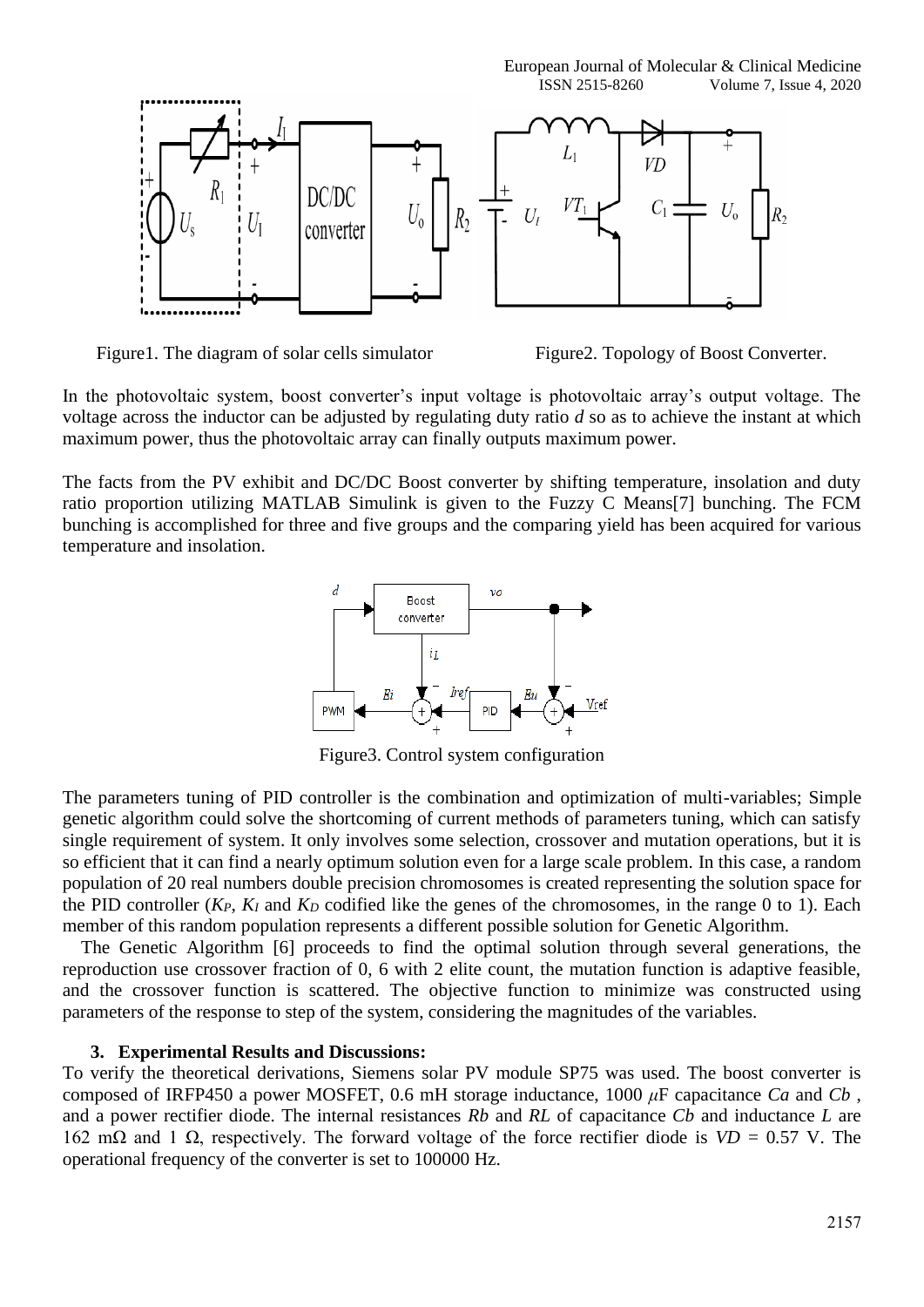Figure1. The diagram of solar cells simulator

Figure2. Topology of Boost Converter.

In the photovoltaic system, boost converter's input voltage is photovoltaic array's output voltage. The voltage across the inductor can be adjusted by regulating duty ratio *d* so as to achieve the instant at which maximum power, thus the photovoltaic array can finally outputs maximum power.

The facts from the PV exhibit and DC/DC Boost converter by shifting temperature, insolation and duty ratio proportion utilizing MATLAB Simulink is given to the Fuzzy C Means[7] bunching. The FCM bunching is accomplished for three and five groups and the comparing yield has been acquired for various temperature and insolation.

Figure3. Control system configuration

The parameters tuning of PID controller is the combination and optimization of multi-variables; Simple genetic algorithm could solve the shortcoming of current methods of parameters tuning, which can satisfy single requirement of system. It only involves some selection, crossover and mutation operations, but it is so efficient that it can find a nearly optimum solution even for a large scale problem. In this case, a random population of 20 real numbers double precision chromosomes is created representing the solution space for the PID controller ($K_P$, $K_I$ and $K_D$ codified like the genes of the chromosomes, in the range 0 to 1). Each member of this random population represents a different possible solution for Genetic Algorithm.

The Genetic Algorithm [6] proceeds to find the optimal solution through several generations, the reproduction use crossover fraction of 0, 6 with 2 elite count, the mutation function is adaptive feasible, and the crossover function is scattered. The objective function to minimize was constructed using parameters of the response to step of the system, considering the magnitudes of the variables.

### 3. Experimental Results and Discussions:

To verify the theoretical derivations, Siemens solar PV module SP75 was used. The boost converter is composed of IRFP450 a power MOSFET, 0.6 mH storage inductance, 1000 $\mu$F capacitance *Ca* and *Cb* , and a power rectifier diode. The internal resistances *Rb* and *RL* of capacitance *Cb* and inductance *L* are 162 m$\Omega$ and 1 $\Omega$, respectively. The forward voltage of the force rectifier diode is *VD* = 0.57 V. The operational frequency of the converter is set to 100000 Hz.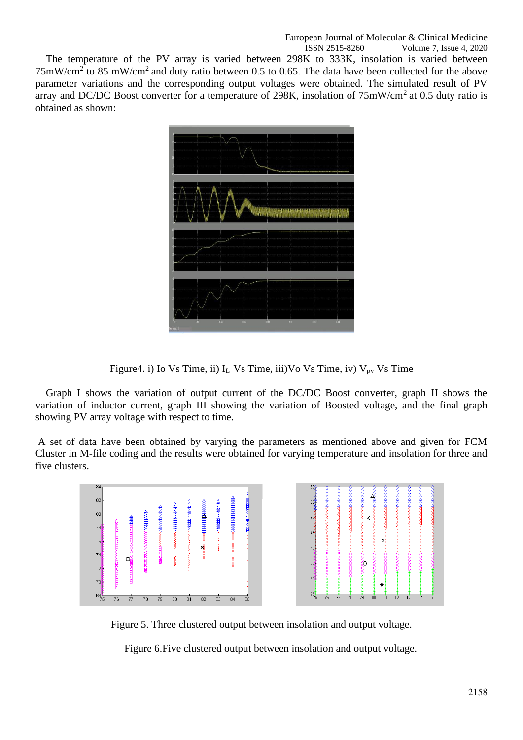The temperature of the PV array is varied between 298K to 333K, insolation is varied between 75mW/cm$^2$ to 85 mW/cm$^2$ and duty ratio between 0.5 to 0.65. The data have been collected for the above parameter variations and the corresponding output voltages were obtained. The simulated result of PV array and DC/DC Boost converter for a temperature of 298K, insolation of 75mW/cm$^2$ at 0.5 duty ratio is obtained as shown:

Figure4. i) Io Vs Time, ii) $I_L$ Vs Time, iii)Vo Vs Time, iv) $V_{pv}$ Vs Time

Graph I shows the variation of output current of the DC/DC Boost converter, graph II shows the variation of inductor current, graph III showing the variation of Boosted voltage, and the final graph showing PV array voltage with respect to time.

A set of data have been obtained by varying the parameters as mentioned above and given for FCM Cluster in M-file coding and the results were obtained for varying temperature and insolation for three and five clusters.

Figure 5. Three clustered output between insolation and output voltage.

Figure 6.Five clustered output between insolation and output voltage.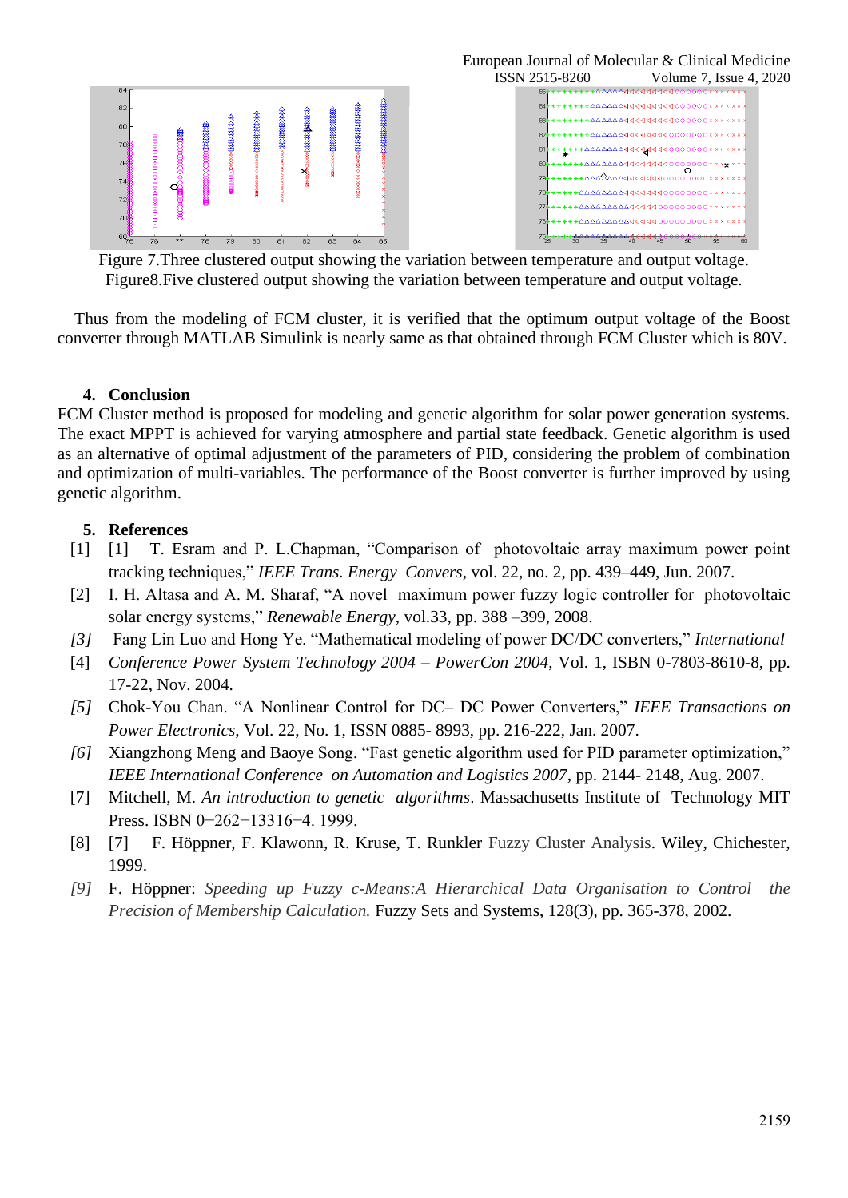84
82
80
78
76
74
72
70
68
75 76 77 78 79 80 81 82 83 84 85

85
84
83
82
81
80
79
78
77
76
75
25 30 35 40 45 50 55 60

Figure 7.Three clustered output showing the variation between temperature and output voltage.
Figure8.Five clustered output showing the variation between temperature and output voltage.

Thus from the modeling of FCM cluster, it is verified that the optimum output voltage of the Boost converter through MATLAB Simulink is nearly same as that obtained through FCM Cluster which is 80V.

## 4. Conclusion

FCM Cluster method is proposed for modeling and genetic algorithm for solar power generation systems. The exact MPPT is achieved for varying atmosphere and partial state feedback. Genetic algorithm is used as an alternative of optimal adjustment of the parameters of PID, considering the problem of combination and optimization of multi-variables. The performance of the Boost converter is further improved by using genetic algorithm.

## 5. References

[1] [1] T. Esram and P. L.Chapman, "Comparison of photovoltaic array maximum power point tracking techniques," *IEEE Trans. Energy Convers*, vol. 22, no. 2, pp. 439–449, Jun. 2007.

[2] I. H. Altasa and A. M. Sharaf, "A novel maximum power fuzzy logic controller for photovoltaic solar energy systems," *Renewable Energy*, vol.33, pp. 388 –399, 2008.

*[3]* Fang Lin Luo and Hong Ye. "Mathematical modeling of power DC/DC converters," *International*

[4] *Conference Power System Technology 2004 – PowerCon 2004*, Vol. 1, ISBN 0-7803-8610-8, pp. 17-22, Nov. 2004.

*[5]* Chok-You Chan. "A Nonlinear Control for DC– DC Power Converters," *IEEE Transactions on Power Electronics*, Vol. 22, No. 1, ISSN 0885- 8993, pp. 216-222, Jan. 2007.

*[6]* Xiangzhong Meng and Baoye Song. "Fast genetic algorithm used for PID parameter optimization," *IEEE International Conference on Automation and Logistics 2007*, pp. 2144- 2148, Aug. 2007.

[7] Mitchell, M. *An introduction to genetic algorithms*. Massachusetts Institute of Technology MIT Press. ISBN 0−262−13316−4. 1999.

[8] [7] F. Höppner, F. Klawonn, R. Kruse, T. Runkler Fuzzy Cluster Analysis. Wiley, Chichester, 1999.

*[9]* F. Höppner: *Speeding up Fuzzy c-Means:A Hierarchical Data Organisation to Control the Precision of Membership Calculation.* Fuzzy Sets and Systems, 128(3), pp. 365-378, 2002.